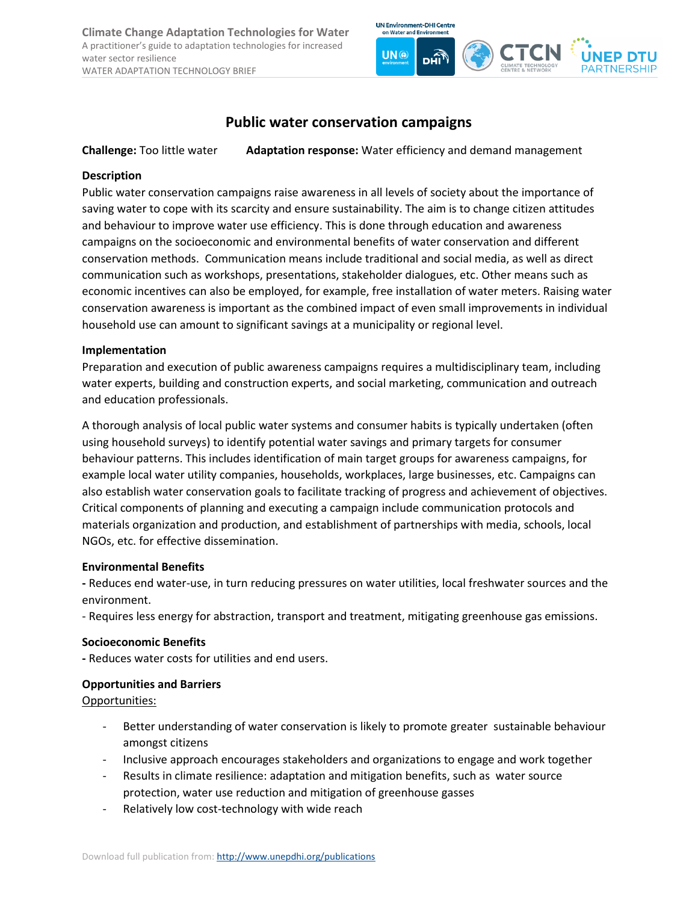# Public water conservation campaigns

**Challenge:** Too little water **Adaptation response:** Water efficiency and demand management

## Description

Public water conservation campaigns raise awareness in all levels of society about the importance of saving water to cope with its scarcity and ensure sustainability. The aim is to change citizen attitudes and behaviour to improve water use efficiency. This is done through education and awareness campaigns on the socioeconomic and environmental benefits of water conservation and different conservation methods. Communication means include traditional and social media, as well as direct communication such as workshops, presentations, stakeholder dialogues, etc. Other means such as economic incentives can also be employed, for example, free installation of water meters. Raising water conservation awareness is important as the combined impact of even small improvements in individual household use can amount to significant savings at a municipality or regional level.

## Implementation

Preparation and execution of public awareness campaigns requires a multidisciplinary team, including water experts, building and construction experts, and social marketing, communication and outreach and education professionals.

A thorough analysis of local public water systems and consumer habits is typically undertaken (often using household surveys) to identify potential water savings and primary targets for consumer behaviour patterns. This includes identification of main target groups for awareness campaigns, for example local water utility companies, households, workplaces, large businesses, etc. Campaigns can also establish water conservation goals to facilitate tracking of progress and achievement of objectives. Critical components of planning and executing a campaign include communication protocols and materials organization and production, and establishment of partnerships with media, schools, local NGOs, etc. for effective dissemination.

## Environmental Benefits

- Reduces end water-use, in turn reducing pressures on water utilities, local freshwater sources and the environment.
- Requires less energy for abstraction, transport and treatment, mitigating greenhouse gas emissions.

## Socioeconomic Benefits

- Reduces water costs for utilities and end users.

## Opportunities and Barriers

Opportunities:

- Better understanding of water conservation is likely to promote greater sustainable behaviour amongst citizens
- Inclusive approach encourages stakeholders and organizations to engage and work together
- Results in climate resilience: adaptation and mitigation benefits, such as water source protection, water use reduction and mitigation of greenhouse gasses
- Relatively low cost-technology with wide reach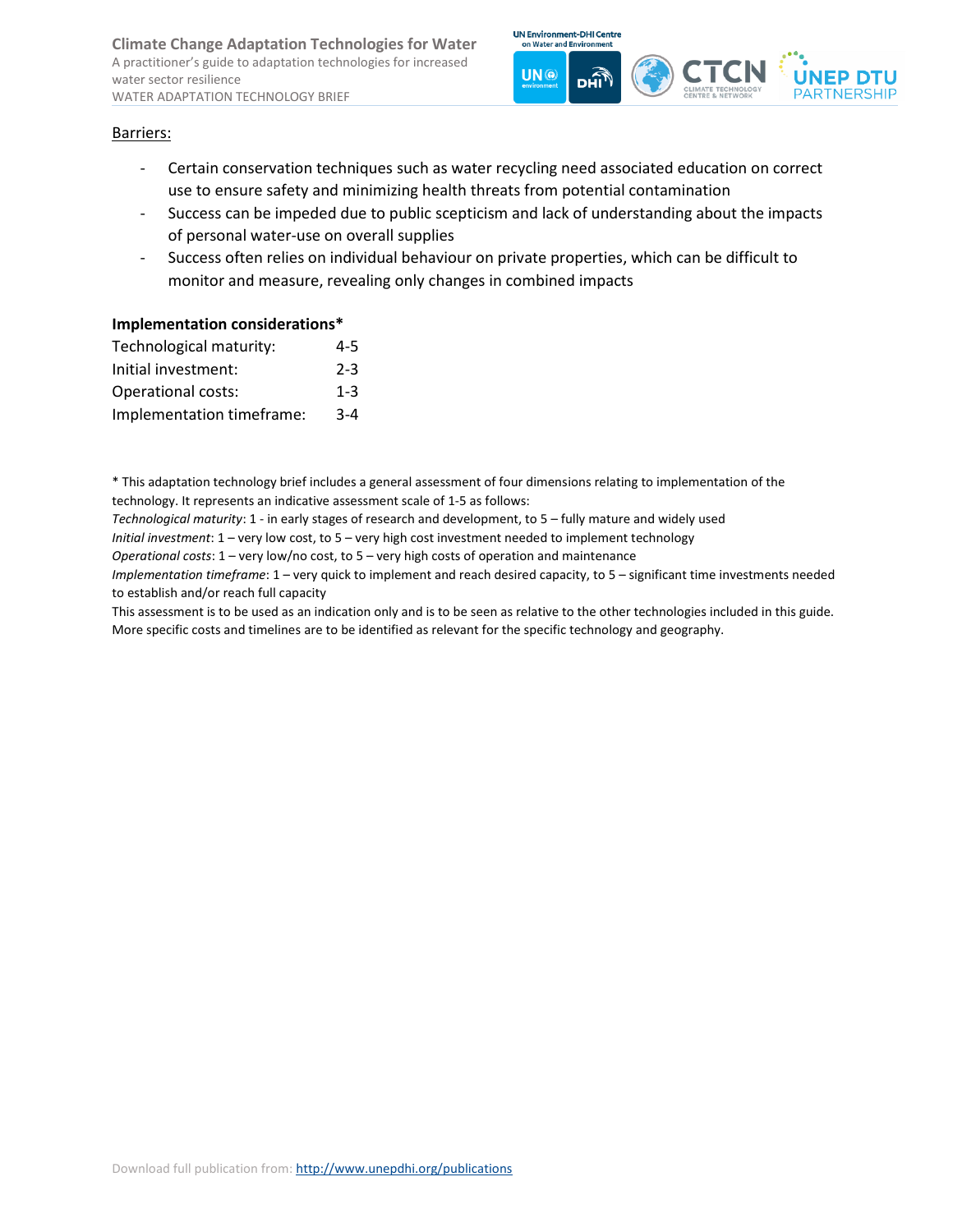Barriers:

- Certain conservation techniques such as water recycling need associated education on correct use to ensure safety and minimizing health threats from potential contamination
- Success can be impeded due to public scepticism and lack of understanding about the impacts of personal water-use on overall supplies
- Success often relies on individual behaviour on private properties, which can be difficult to monitor and measure, revealing only changes in combined impacts

**Implementation considerations***

| | |
|---|---|
| Technological maturity: | 4-5 |
| Initial investment: | 2-3 |
| Operational costs: | 1-3 |
| Implementation timeframe: | 3-4 |

* This adaptation technology brief includes a general assessment of four dimensions relating to implementation of the technology. It represents an indicative assessment scale of 1-5 as follows:

*Technological maturity*: 1 - in early stages of research and development, to 5 – fully mature and widely used

*Initial investment*: 1 – very low cost, to 5 – very high cost investment needed to implement technology

*Operational costs*: 1 – very low/no cost, to 5 – very high costs of operation and maintenance

*Implementation timeframe*: 1 – very quick to implement and reach desired capacity, to 5 – significant time investments needed to establish and/or reach full capacity

This assessment is to be used as an indication only and is to be seen as relative to the other technologies included in this guide. More specific costs and timelines are to be identified as relevant for the specific technology and geography.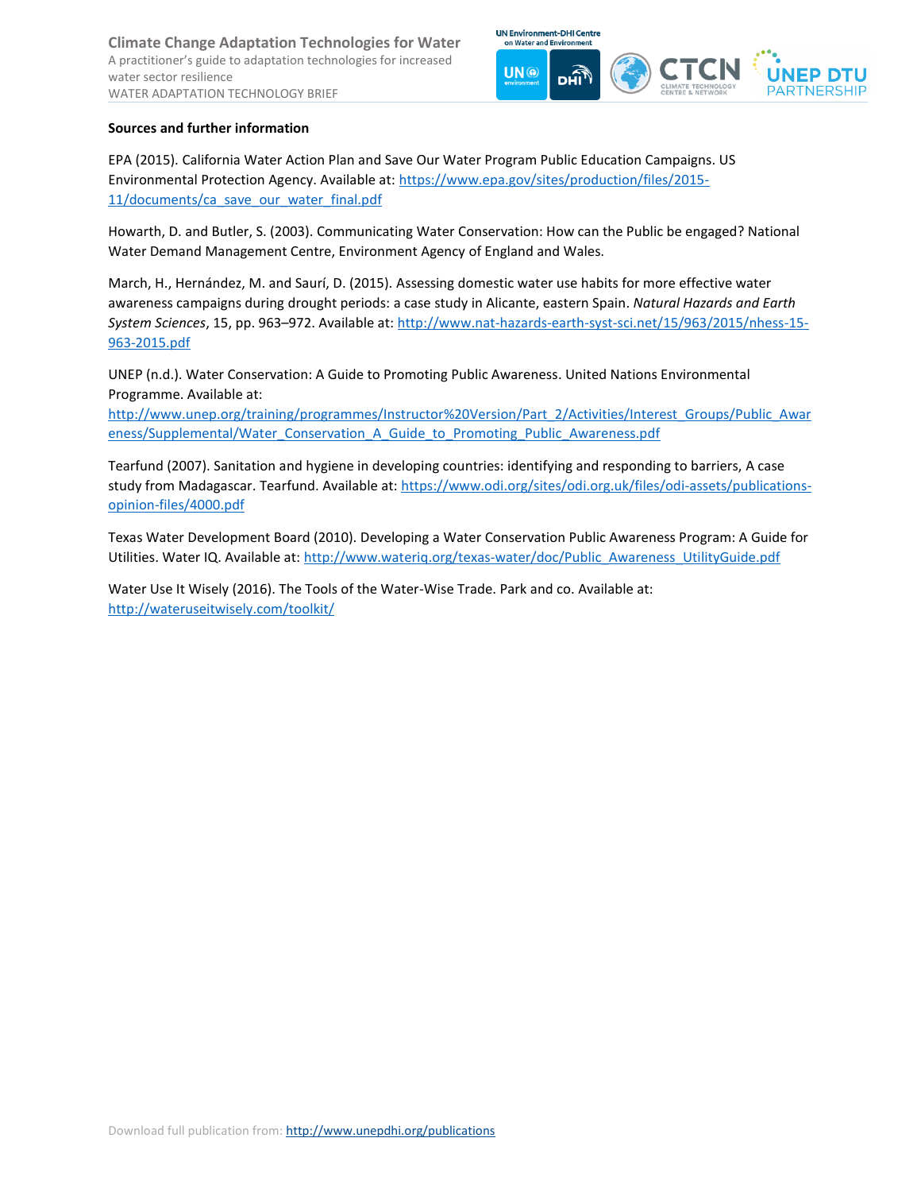**Sources and further information**

EPA (2015). California Water Action Plan and Save Our Water Program Public Education Campaigns. US Environmental Protection Agency. Available at: https://www.epa.gov/sites/production/files/2015-11/documents/ca_save_our_water_final.pdf

Howarth, D. and Butler, S. (2003). Communicating Water Conservation: How can the Public be engaged? National Water Demand Management Centre, Environment Agency of England and Wales.

March, H., Hernández, M. and Saurí, D. (2015). Assessing domestic water use habits for more effective water awareness campaigns during drought periods: a case study in Alicante, eastern Spain. *Natural Hazards and Earth System Sciences*, 15, pp. 963–972. Available at: http://www.nat-hazards-earth-syst-sci.net/15/963/2015/nhess-15-963-2015.pdf

UNEP (n.d.). Water Conservation: A Guide to Promoting Public Awareness. United Nations Environmental Programme. Available at: http://www.unep.org/training/programmes/Instructor%20Version/Part_2/Activities/Interest_Groups/Public_Awareness/Supplemental/Water_Conservation_A_Guide_to_Promoting_Public_Awareness.pdf

Tearfund (2007). Sanitation and hygiene in developing countries: identifying and responding to barriers, A case study from Madagascar. Tearfund. Available at: https://www.odi.org/sites/odi.org.uk/files/odi-assets/publications-opinion-files/4000.pdf

Texas Water Development Board (2010). Developing a Water Conservation Public Awareness Program: A Guide for Utilities. Water IQ. Available at: http://www.wateriq.org/texas-water/doc/Public_Awareness_UtilityGuide.pdf

Water Use It Wisely (2016). The Tools of the Water-Wise Trade. Park and co. Available at: http://wateruseitwisely.com/toolkit/